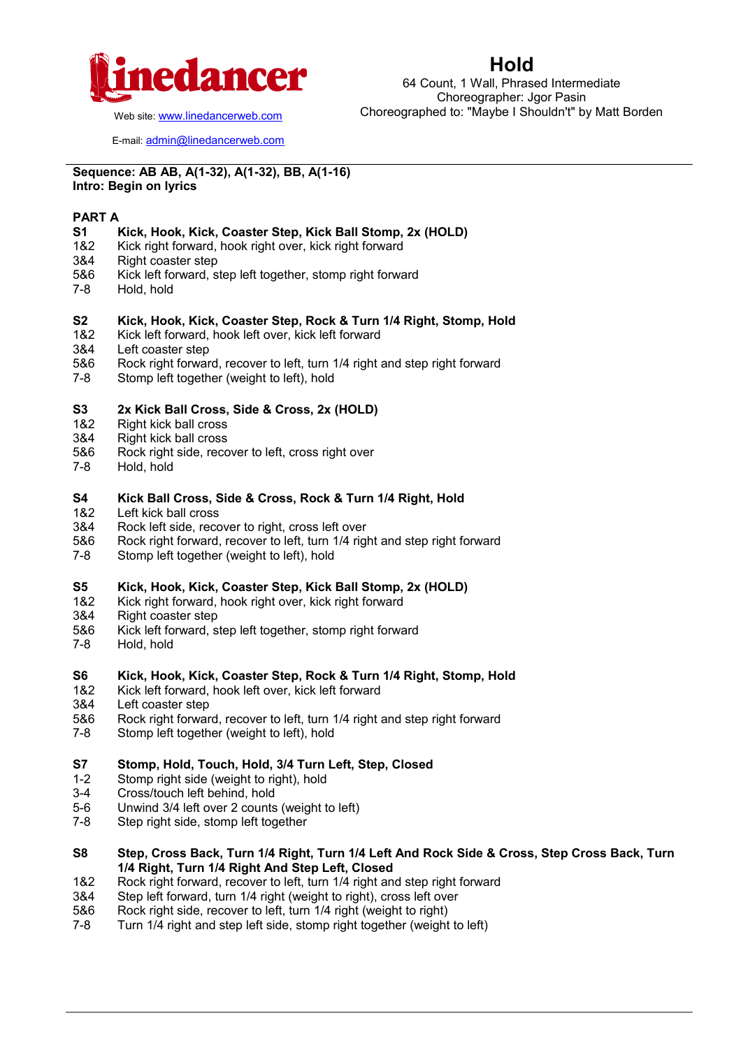Web site: www.linedancerweb.com

E-mail: admin@linedancerweb.com

# Hold

64 Count, 1 Wall, Phrased Intermediate
Choreographer: Jgor Pasin
Choreographed to: "Maybe I Shouldn't" by Matt Borden

**Sequence: AB AB, A(1-32), A(1-32), BB, A(1-16)**
**Intro: Begin on lyrics**

**PART A**

**S1 Kick, Hook, Kick, Coaster Step, Kick Ball Stomp, 2x (HOLD)**
1&2 Kick right forward, hook right over, kick right forward
3&4 Right coaster step
5&6 Kick left forward, step left together, stomp right forward
7-8 Hold, hold

**S2 Kick, Hook, Kick, Coaster Step, Rock & Turn 1/4 Right, Stomp, Hold**
1&2 Kick left forward, hook left over, kick left forward
3&4 Left coaster step
5&6 Rock right forward, recover to left, turn 1/4 right and step right forward
7-8 Stomp left together (weight to left), hold

**S3 2x Kick Ball Cross, Side & Cross, 2x (HOLD)**
1&2 Right kick ball cross
3&4 Right kick ball cross
5&6 Rock right side, recover to left, cross right over
7-8 Hold, hold

**S4 Kick Ball Cross, Side & Cross, Rock & Turn 1/4 Right, Hold**
1&2 Left kick ball cross
3&4 Rock left side, recover to right, cross left over
5&6 Rock right forward, recover to left, turn 1/4 right and step right forward
7-8 Stomp left together (weight to left), hold

**S5 Kick, Hook, Kick, Coaster Step, Kick Ball Stomp, 2x (HOLD)**
1&2 Kick right forward, hook right over, kick right forward
3&4 Right coaster step
5&6 Kick left forward, step left together, stomp right forward
7-8 Hold, hold

**S6 Kick, Hook, Kick, Coaster Step, Rock & Turn 1/4 Right, Stomp, Hold**
1&2 Kick left forward, hook left over, kick left forward
3&4 Left coaster step
5&6 Rock right forward, recover to left, turn 1/4 right and step right forward
7-8 Stomp left together (weight to left), hold

**S7 Stomp, Hold, Touch, Hold, 3/4 Turn Left, Step, Closed**
1-2 Stomp right side (weight to right), hold
3-4 Cross/touch left behind, hold
5-6 Unwind 3/4 left over 2 counts (weight to left)
7-8 Step right side, stomp left together

**S8 Step, Cross Back, Turn 1/4 Right, Turn 1/4 Left And Rock Side & Cross, Step Cross Back, Turn 1/4 Right, Turn 1/4 Right And Step Left, Closed**
1&2 Rock right forward, recover to left, turn 1/4 right and step right forward
3&4 Step left forward, turn 1/4 right (weight to right), cross left over
5&6 Rock right side, recover to left, turn 1/4 right (weight to right)
7-8 Turn 1/4 right and step left side, stomp right together (weight to left)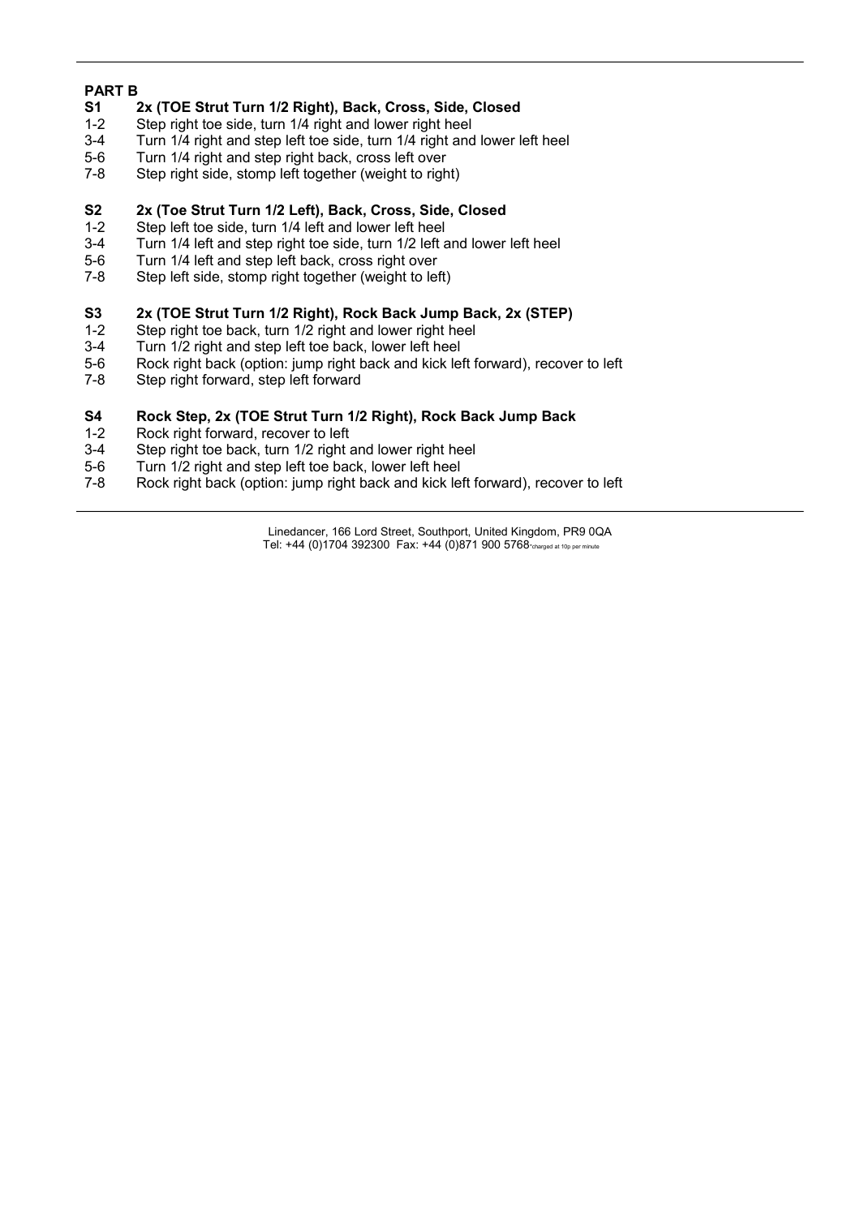**PART B**

**S1 2x (TOE Strut Turn 1/2 Right), Back, Cross, Side, Closed**

1-2 Step right toe side, turn 1/4 right and lower right heel
3-4 Turn 1/4 right and step left toe side, turn 1/4 right and lower left heel
5-6 Turn 1/4 right and step right back, cross left over
7-8 Step right side, stomp left together (weight to right)

**S2 2x (Toe Strut Turn 1/2 Left), Back, Cross, Side, Closed**

1-2 Step left toe side, turn 1/4 left and lower left heel
3-4 Turn 1/4 left and step right toe side, turn 1/2 left and lower left heel
5-6 Turn 1/4 left and step left back, cross right over
7-8 Step left side, stomp right together (weight to left)

**S3 2x (TOE Strut Turn 1/2 Right), Rock Back Jump Back, 2x (STEP)**

1-2 Step right toe back, turn 1/2 right and lower right heel
3-4 Turn 1/2 right and step left toe back, lower left heel
5-6 Rock right back (option: jump right back and kick left forward), recover to left
7-8 Step right forward, step left forward

**S4 Rock Step, 2x (TOE Strut Turn 1/2 Right), Rock Back Jump Back**

1-2 Rock right forward, recover to left
3-4 Step right toe back, turn 1/2 right and lower right heel
5-6 Turn 1/2 right and step left toe back, lower left heel
7-8 Rock right back (option: jump right back and kick left forward), recover to left

Linedancer, 166 Lord Street, Southport, United Kingdom, PR9 0QA
Tel: +44 (0)1704 392300 Fax: +44 (0)871 900 5768*charged at 10p per minute